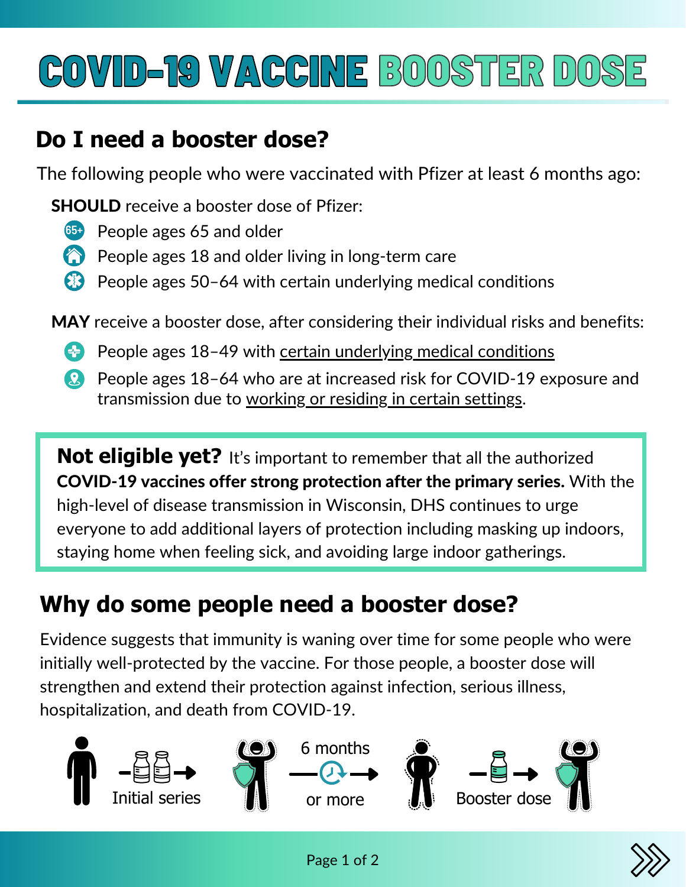# COVID-19 VACCINE BOOSTER DOSE

## Do I need a booster dose?

The following people who were vaccinated with Pfizer at least 6 months ago:

**SHOULD** receive a booster dose of Pfizer:

- People ages 65 and older
- People ages 18 and older living in long-term care
- People ages 50–64 with certain underlying medical conditions

**MAY** receive a booster dose, after considering their individual risks and benefits:

- People ages 18–49 with certain underlying medical conditions
- People ages 18–64 who are at increased risk for COVID-19 exposure and transmission due to working or residing in certain settings.

**Not eligible yet?** It's important to remember that all the authorized **COVID-19 vaccines offer strong protection after the primary series.** With the high-level of disease transmission in Wisconsin, DHS continues to urge everyone to add additional layers of protection including masking up indoors, staying home when feeling sick, and avoiding large indoor gatherings.

## Why do some people need a booster dose?

Evidence suggests that immunity is waning over time for some people who were initially well-protected by the vaccine. For those people, a booster dose will strengthen and extend their protection against infection, serious illness, hospitalization, and death from COVID-19.

Initial series → 6 months or more → Booster dose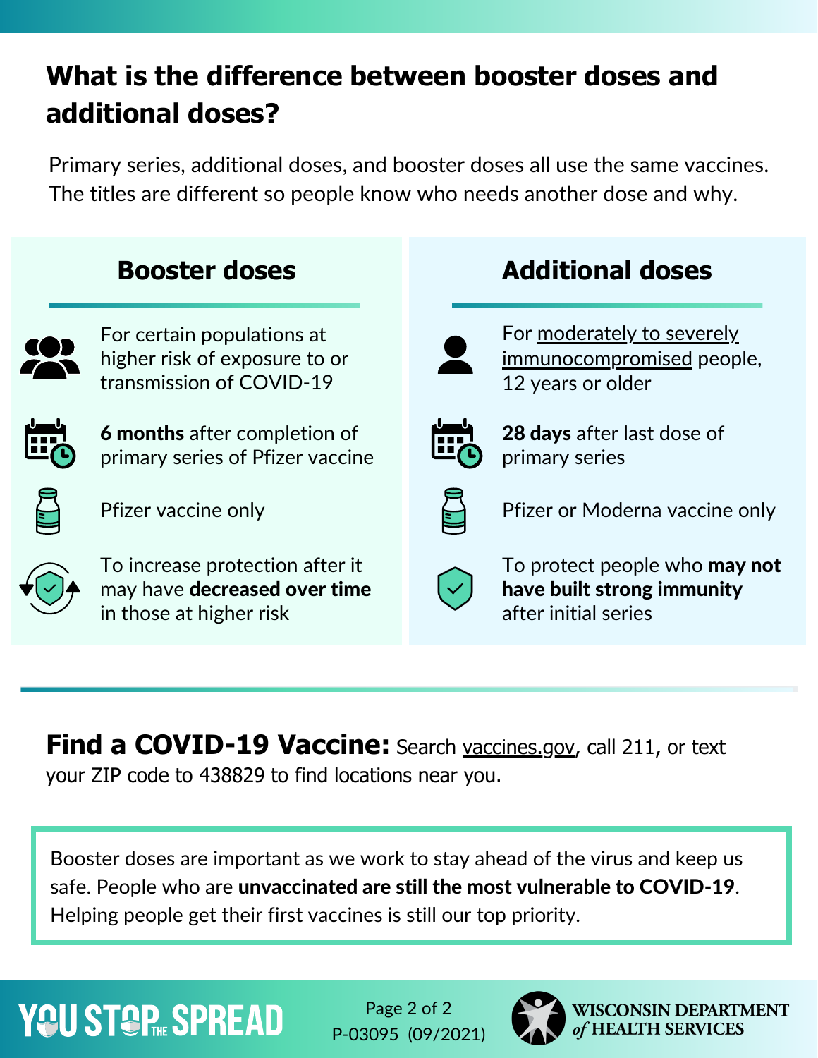## What is the difference between booster doses and additional doses?

Primary series, additional doses, and booster doses all use the same vaccines. The titles are different so people know who needs another dose and why.

### Booster doses

- For certain populations at higher risk of exposure to or transmission of COVID-19
- **6 months** after completion of primary series of Pfizer vaccine
- Pfizer vaccine only
- To increase protection after it may have **decreased over time** in those at higher risk

### Additional doses

- For moderately to severely immunocompromised people, 12 years or older
- **28 days** after last dose of primary series
- Pfizer or Moderna vaccine only
- To protect people who **may not have built strong immunity** after initial series

**Find a COVID-19 Vaccine:** Search vaccines.gov, call 211, or text your ZIP code to 438829 to find locations near you.

Booster doses are important as we work to stay ahead of the virus and keep us safe. People who are **unvaccinated are still the most vulnerable to COVID-19**. Helping people get their first vaccines is still our top priority.

YOU STOP THE SPREAD

P-03095 (09/2021)

WISCONSIN DEPARTMENT of HEALTH SERVICES